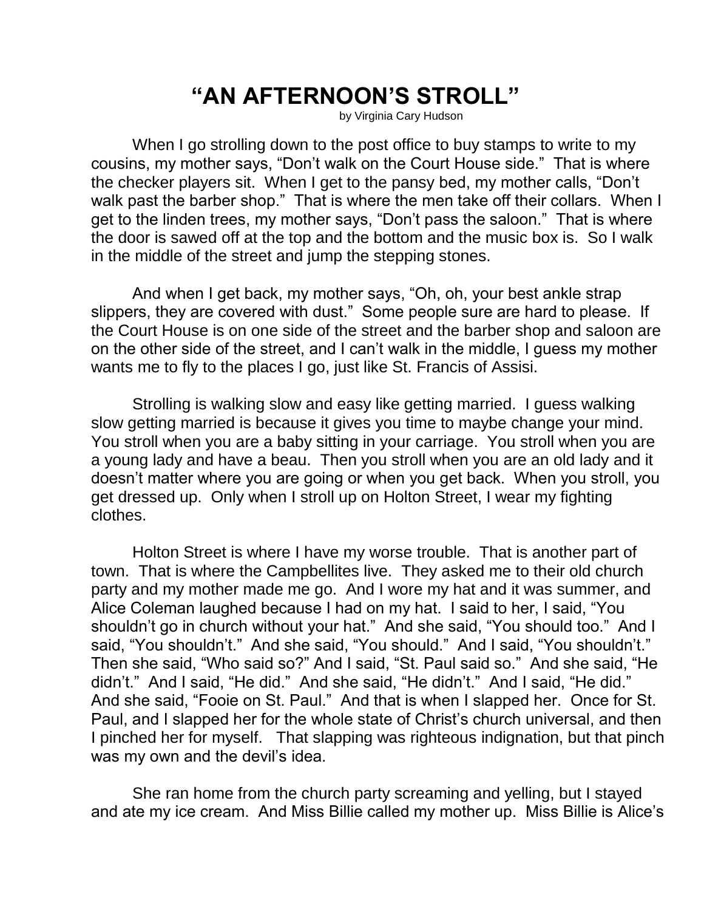# "AN AFTERNOON'S STROLL"

by Virginia Cary Hudson

When I go strolling down to the post office to buy stamps to write to my cousins, my mother says, "Don't walk on the Court House side." That is where the checker players sit. When I get to the pansy bed, my mother calls, "Don't walk past the barber shop." That is where the men take off their collars. When I get to the linden trees, my mother says, "Don't pass the saloon." That is where the door is sawed off at the top and the bottom and the music box is. So I walk in the middle of the street and jump the stepping stones.

And when I get back, my mother says, "Oh, oh, your best ankle strap slippers, they are covered with dust." Some people sure are hard to please. If the Court House is on one side of the street and the barber shop and saloon are on the other side of the street, and I can't walk in the middle, I guess my mother wants me to fly to the places I go, just like St. Francis of Assisi.

Strolling is walking slow and easy like getting married. I guess walking slow getting married is because it gives you time to maybe change your mind. You stroll when you are a baby sitting in your carriage. You stroll when you are a young lady and have a beau. Then you stroll when you are an old lady and it doesn't matter where you are going or when you get back. When you stroll, you get dressed up. Only when I stroll up on Holton Street, I wear my fighting clothes.

Holton Street is where I have my worse trouble. That is another part of town. That is where the Campbellites live. They asked me to their old church party and my mother made me go. And I wore my hat and it was summer, and Alice Coleman laughed because I had on my hat. I said to her, I said, "You shouldn't go in church without your hat." And she said, "You should too." And I said, "You shouldn't." And she said, "You should." And I said, "You shouldn't." Then she said, "Who said so?" And I said, "St. Paul said so." And she said, "He didn't." And I said, "He did." And she said, "He didn't." And I said, "He did." And she said, "Fooie on St. Paul." And that is when I slapped her. Once for St. Paul, and I slapped her for the whole state of Christ's church universal, and then I pinched her for myself. That slapping was righteous indignation, but that pinch was my own and the devil's idea.

She ran home from the church party screaming and yelling, but I stayed and ate my ice cream. And Miss Billie called my mother up. Miss Billie is Alice's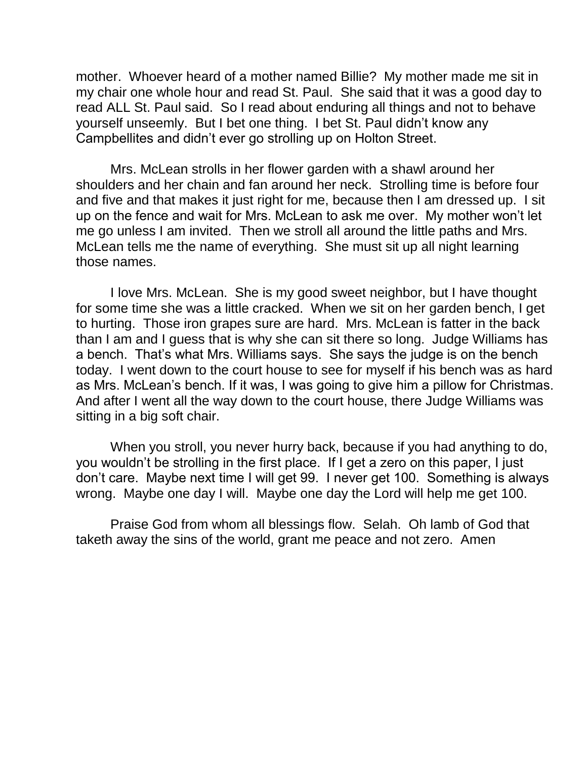mother. Whoever heard of a mother named Billie? My mother made me sit in my chair one whole hour and read St. Paul. She said that it was a good day to read ALL St. Paul said. So I read about enduring all things and not to behave yourself unseemly. But I bet one thing. I bet St. Paul didn't know any Campbellites and didn't ever go strolling up on Holton Street.

Mrs. McLean strolls in her flower garden with a shawl around her shoulders and her chain and fan around her neck. Strolling time is before four and five and that makes it just right for me, because then I am dressed up. I sit up on the fence and wait for Mrs. McLean to ask me over. My mother won't let me go unless I am invited. Then we stroll all around the little paths and Mrs. McLean tells me the name of everything. She must sit up all night learning those names.

I love Mrs. McLean. She is my good sweet neighbor, but I have thought for some time she was a little cracked. When we sit on her garden bench, I get to hurting. Those iron grapes sure are hard. Mrs. McLean is fatter in the back than I am and I guess that is why she can sit there so long. Judge Williams has a bench. That's what Mrs. Williams says. She says the judge is on the bench today. I went down to the court house to see for myself if his bench was as hard as Mrs. McLean's bench. If it was, I was going to give him a pillow for Christmas. And after I went all the way down to the court house, there Judge Williams was sitting in a big soft chair.

When you stroll, you never hurry back, because if you had anything to do, you wouldn't be strolling in the first place. If I get a zero on this paper, I just don't care. Maybe next time I will get 99. I never get 100. Something is always wrong. Maybe one day I will. Maybe one day the Lord will help me get 100.

Praise God from whom all blessings flow. Selah. Oh lamb of God that taketh away the sins of the world, grant me peace and not zero. Amen